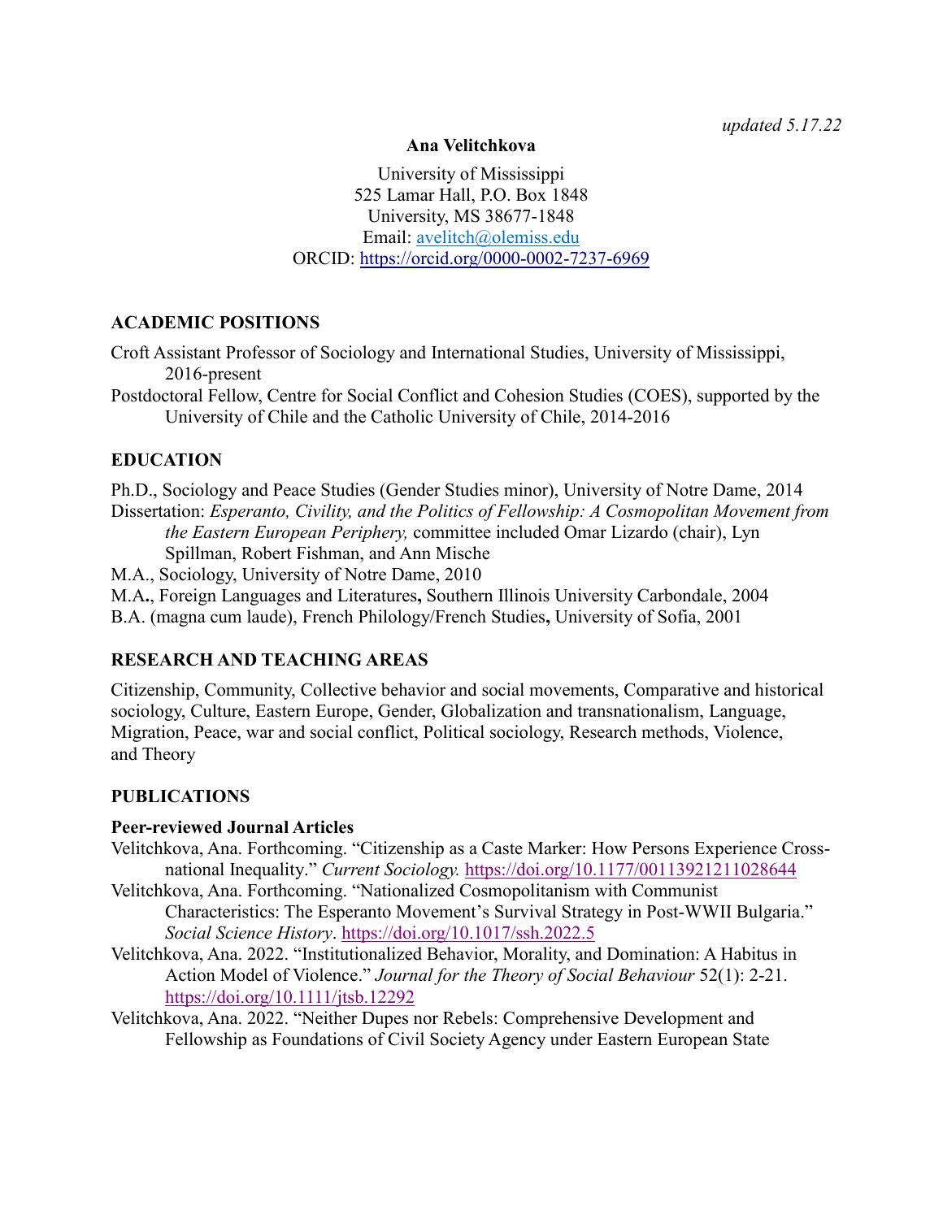*updated 5.17.22*

**Ana Velitchkova**

University of Mississippi
525 Lamar Hall, P.O. Box 1848
University, MS 38677-1848
Email: avelitch@olemiss.edu
ORCID: https://orcid.org/0000-0002-7237-6969

## ACADEMIC POSITIONS

Croft Assistant Professor of Sociology and International Studies, University of Mississippi, 2016-present

Postdoctoral Fellow, Centre for Social Conflict and Cohesion Studies (COES), supported by the University of Chile and the Catholic University of Chile, 2014-2016

## EDUCATION

Ph.D., Sociology and Peace Studies (Gender Studies minor), University of Notre Dame, 2014

Dissertation: *Esperanto, Civility, and the Politics of Fellowship: A Cosmopolitan Movement from the Eastern European Periphery,* committee included Omar Lizardo (chair), Lyn Spillman, Robert Fishman, and Ann Mische

M.A., Sociology, University of Notre Dame, 2010

M.A**.**, Foreign Languages and Literatures**,** Southern Illinois University Carbondale, 2004

B.A. (magna cum laude), French Philology/French Studies**,** University of Sofia, 2001

## RESEARCH AND TEACHING AREAS

Citizenship, Community, Collective behavior and social movements, Comparative and historical sociology, Culture, Eastern Europe, Gender, Globalization and transnationalism, Language, Migration, Peace, war and social conflict, Political sociology, Research methods, Violence, and Theory

## PUBLICATIONS

### Peer-reviewed Journal Articles

Velitchkova, Ana. Forthcoming. "Citizenship as a Caste Marker: How Persons Experience Cross-national Inequality." *Current Sociology.* https://doi.org/10.1177/00113921211028644

Velitchkova, Ana. Forthcoming. "Nationalized Cosmopolitanism with Communist Characteristics: The Esperanto Movement's Survival Strategy in Post-WWII Bulgaria." *Social Science History*. https://doi.org/10.1017/ssh.2022.5

Velitchkova, Ana. 2022. "Institutionalized Behavior, Morality, and Domination: A Habitus in Action Model of Violence." *Journal for the Theory of Social Behaviour* 52(1): 2-21. https://doi.org/10.1111/jtsb.12292

Velitchkova, Ana. 2022. "Neither Dupes nor Rebels: Comprehensive Development and Fellowship as Foundations of Civil Society Agency under Eastern European State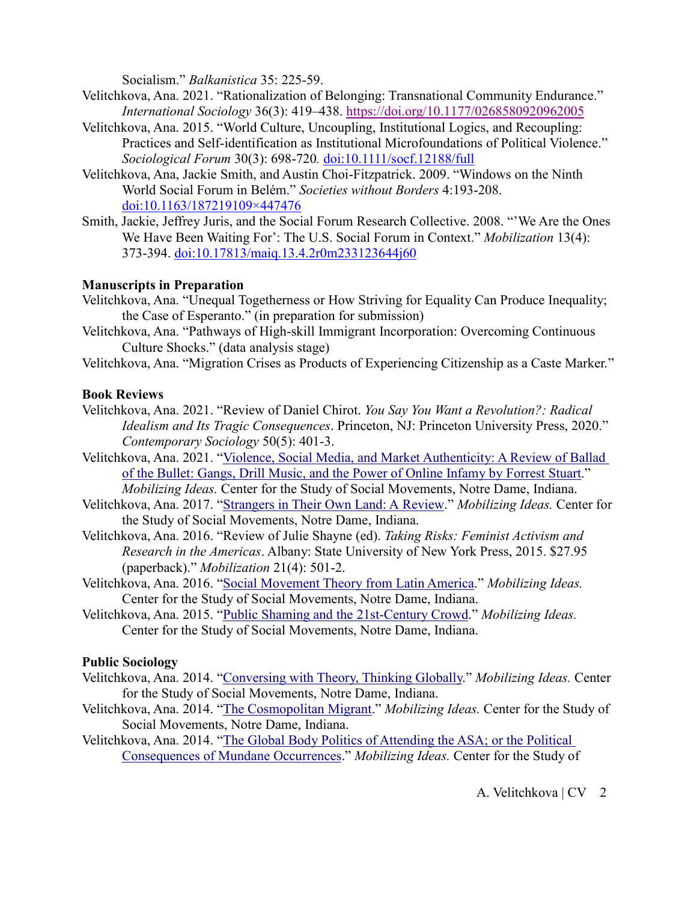Socialism." *Balkanistica* 35: 225-59.

Velitchkova, Ana. 2021. "Rationalization of Belonging: Transnational Community Endurance." *International Sociology* 36(3): 419–438. https://doi.org/10.1177/0268580920962005

Velitchkova, Ana. 2015. "World Culture, Uncoupling, Institutional Logics, and Recoupling: Practices and Self-identification as Institutional Microfoundations of Political Violence." *Sociological Forum* 30(3): 698-720. doi:10.1111/socf.12188/full

Velitchkova, Ana, Jackie Smith, and Austin Choi-Fitzpatrick. 2009. "Windows on the Ninth World Social Forum in Belém." *Societies without Borders* 4:193-208. doi:10.1163/187219109×447476

Smith, Jackie, Jeffrey Juris, and the Social Forum Research Collective. 2008. "'We Are the Ones We Have Been Waiting For': The U.S. Social Forum in Context." *Mobilization* 13(4): 373-394. doi:10.17813/maiq.13.4.2r0m233123644j60

**Manuscripts in Preparation**

Velitchkova, Ana. "Unequal Togetherness or How Striving for Equality Can Produce Inequality; the Case of Esperanto." (in preparation for submission)

Velitchkova, Ana. "Pathways of High-skill Immigrant Incorporation: Overcoming Continuous Culture Shocks." (data analysis stage)

Velitchkova, Ana. "Migration Crises as Products of Experiencing Citizenship as a Caste Marker."

**Book Reviews**

Velitchkova, Ana. 2021. "Review of Daniel Chirot. *You Say You Want a Revolution?: Radical Idealism and Its Tragic Consequences*. Princeton, NJ: Princeton University Press, 2020." *Contemporary Sociology* 50(5): 401-3.

Velitchkova, Ana. 2021. "Violence, Social Media, and Market Authenticity: A Review of Ballad of the Bullet: Gangs, Drill Music, and the Power of Online Infamy by Forrest Stuart." *Mobilizing Ideas.* Center for the Study of Social Movements, Notre Dame, Indiana.

Velitchkova, Ana. 2017. "Strangers in Their Own Land: A Review." *Mobilizing Ideas.* Center for the Study of Social Movements, Notre Dame, Indiana.

Velitchkova, Ana. 2016. "Review of Julie Shayne (ed). *Taking Risks: Feminist Activism and Research in the Americas*. Albany: State University of New York Press, 2015. $27.95 (paperback)." *Mobilization* 21(4): 501-2.

Velitchkova, Ana. 2016. "Social Movement Theory from Latin America." *Mobilizing Ideas.* Center for the Study of Social Movements, Notre Dame, Indiana.

Velitchkova, Ana. 2015. "Public Shaming and the 21st-Century Crowd." *Mobilizing Ideas.* Center for the Study of Social Movements, Notre Dame, Indiana.

**Public Sociology**

Velitchkova, Ana. 2014. "Conversing with Theory, Thinking Globally." *Mobilizing Ideas.* Center for the Study of Social Movements, Notre Dame, Indiana.

Velitchkova, Ana. 2014. "The Cosmopolitan Migrant." *Mobilizing Ideas.* Center for the Study of Social Movements, Notre Dame, Indiana.

Velitchkova, Ana. 2014. "The Global Body Politics of Attending the ASA; or the Political Consequences of Mundane Occurrences." *Mobilizing Ideas.* Center for the Study of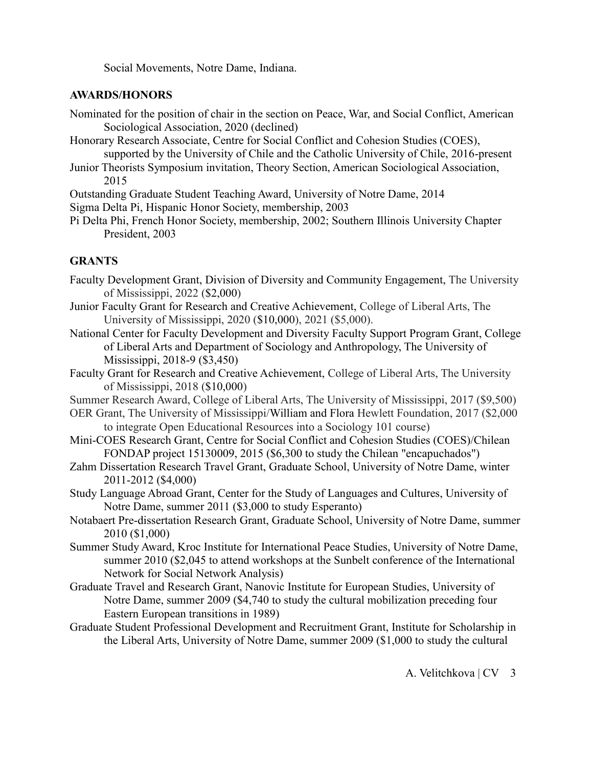Social Movements, Notre Dame, Indiana.

## AWARDS/HONORS

Nominated for the position of chair in the section on Peace, War, and Social Conflict, American Sociological Association, 2020 (declined)

Honorary Research Associate, Centre for Social Conflict and Cohesion Studies (COES), supported by the University of Chile and the Catholic University of Chile, 2016-present

Junior Theorists Symposium invitation, Theory Section, American Sociological Association, 2015

Outstanding Graduate Student Teaching Award, University of Notre Dame, 2014

Sigma Delta Pi, Hispanic Honor Society, membership, 2003

Pi Delta Phi, French Honor Society, membership, 2002; Southern Illinois University Chapter President, 2003

## GRANTS

Faculty Development Grant, Division of Diversity and Community Engagement, The University of Mississippi, 2022 ($2,000)

Junior Faculty Grant for Research and Creative Achievement, College of Liberal Arts, The University of Mississippi, 2020 ($10,000), 2021 ($5,000).

National Center for Faculty Development and Diversity Faculty Support Program Grant, College of Liberal Arts and Department of Sociology and Anthropology, The University of Mississippi, 2018-9 ($3,450)

Faculty Grant for Research and Creative Achievement, College of Liberal Arts, The University of Mississippi, 2018 ($10,000)

Summer Research Award, College of Liberal Arts, The University of Mississippi, 2017 ($9,500)

OER Grant, The University of Mississippi/William and Flora Hewlett Foundation, 2017 ($2,000 to integrate Open Educational Resources into a Sociology 101 course)

Mini-COES Research Grant, Centre for Social Conflict and Cohesion Studies (COES)/Chilean FONDAP project 15130009, 2015 ($6,300 to study the Chilean "encapuchados")

Zahm Dissertation Research Travel Grant, Graduate School, University of Notre Dame, winter 2011-2012 ($4,000)

Study Language Abroad Grant, Center for the Study of Languages and Cultures, University of Notre Dame, summer 2011 ($3,000 to study Esperanto)

Notabaert Pre-dissertation Research Grant, Graduate School, University of Notre Dame, summer 2010 ($1,000)

Summer Study Award, Kroc Institute for International Peace Studies, University of Notre Dame, summer 2010 ($2,045 to attend workshops at the Sunbelt conference of the International Network for Social Network Analysis)

Graduate Travel and Research Grant, Nanovic Institute for European Studies, University of Notre Dame, summer 2009 ($4,740 to study the cultural mobilization preceding four Eastern European transitions in 1989)

Graduate Student Professional Development and Recruitment Grant, Institute for Scholarship in the Liberal Arts, University of Notre Dame, summer 2009 ($1,000 to study the cultural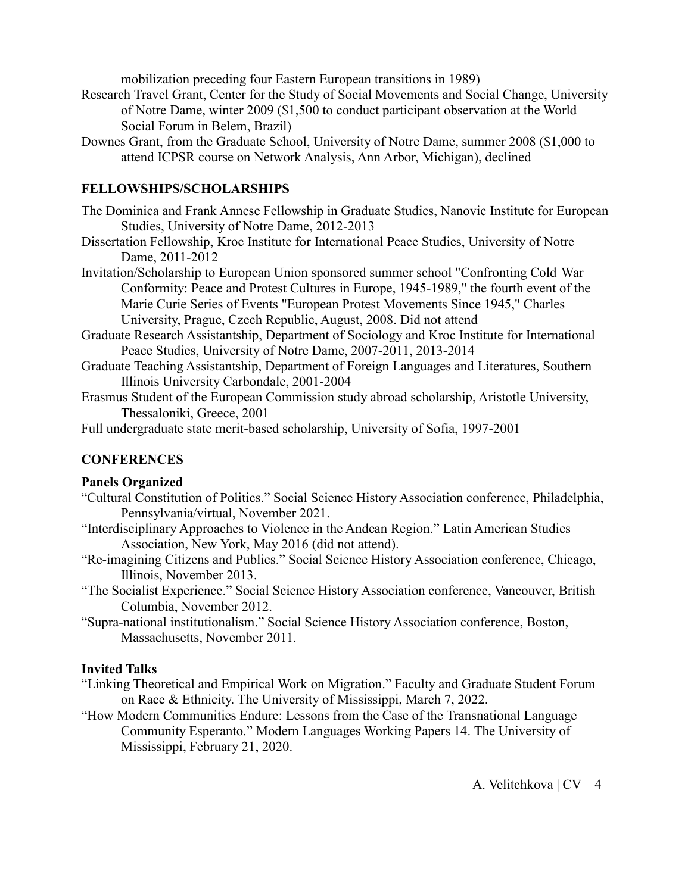mobilization preceding four Eastern European transitions in 1989)

Research Travel Grant, Center for the Study of Social Movements and Social Change, University of Notre Dame, winter 2009 ($1,500 to conduct participant observation at the World Social Forum in Belem, Brazil)

Downes Grant, from the Graduate School, University of Notre Dame, summer 2008 ($1,000 to attend ICPSR course on Network Analysis, Ann Arbor, Michigan), declined

## FELLOWSHIPS/SCHOLARSHIPS

The Dominica and Frank Annese Fellowship in Graduate Studies, Nanovic Institute for European Studies, University of Notre Dame, 2012-2013

Dissertation Fellowship, Kroc Institute for International Peace Studies, University of Notre Dame, 2011-2012

Invitation/Scholarship to European Union sponsored summer school "Confronting Cold War Conformity: Peace and Protest Cultures in Europe, 1945-1989," the fourth event of the Marie Curie Series of Events "European Protest Movements Since 1945," Charles University, Prague, Czech Republic, August, 2008. Did not attend

Graduate Research Assistantship, Department of Sociology and Kroc Institute for International Peace Studies, University of Notre Dame, 2007-2011, 2013-2014

Graduate Teaching Assistantship, Department of Foreign Languages and Literatures, Southern Illinois University Carbondale, 2001-2004

Erasmus Student of the European Commission study abroad scholarship, Aristotle University, Thessaloniki, Greece, 2001

Full undergraduate state merit-based scholarship, University of Sofia, 1997-2001

## CONFERENCES

### Panels Organized

"Cultural Constitution of Politics." Social Science History Association conference, Philadelphia, Pennsylvania/virtual, November 2021.

"Interdisciplinary Approaches to Violence in the Andean Region." Latin American Studies Association, New York, May 2016 (did not attend).

"Re-imagining Citizens and Publics." Social Science History Association conference, Chicago, Illinois, November 2013.

"The Socialist Experience." Social Science History Association conference, Vancouver, British Columbia, November 2012.

"Supra-national institutionalism." Social Science History Association conference, Boston, Massachusetts, November 2011.

### Invited Talks

"Linking Theoretical and Empirical Work on Migration." Faculty and Graduate Student Forum on Race & Ethnicity. The University of Mississippi, March 7, 2022.

"How Modern Communities Endure: Lessons from the Case of the Transnational Language Community Esperanto." Modern Languages Working Papers 14. The University of Mississippi, February 21, 2020.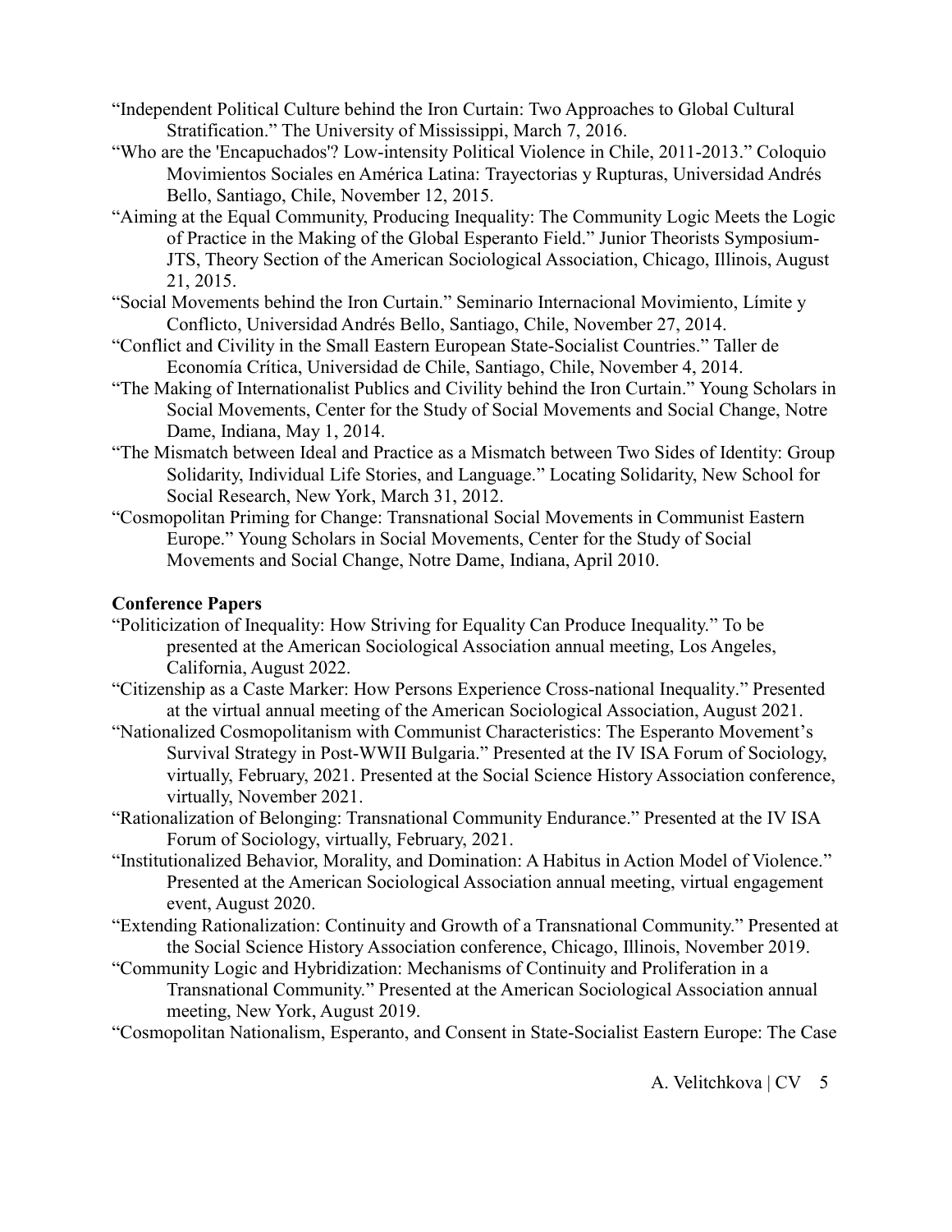"Independent Political Culture behind the Iron Curtain: Two Approaches to Global Cultural Stratification." The University of Mississippi, March 7, 2016.

"Who are the 'Encapuchados'? Low-intensity Political Violence in Chile, 2011-2013." Coloquio Movimientos Sociales en América Latina: Trayectorias y Rupturas, Universidad Andrés Bello, Santiago, Chile, November 12, 2015.

"Aiming at the Equal Community, Producing Inequality: The Community Logic Meets the Logic of Practice in the Making of the Global Esperanto Field." Junior Theorists Symposium-JTS, Theory Section of the American Sociological Association, Chicago, Illinois, August 21, 2015.

"Social Movements behind the Iron Curtain." Seminario Internacional Movimiento, Límite y Conflicto, Universidad Andrés Bello, Santiago, Chile, November 27, 2014.

"Conflict and Civility in the Small Eastern European State-Socialist Countries." Taller de Economía Crítica, Universidad de Chile, Santiago, Chile, November 4, 2014.

"The Making of Internationalist Publics and Civility behind the Iron Curtain." Young Scholars in Social Movements, Center for the Study of Social Movements and Social Change, Notre Dame, Indiana, May 1, 2014.

"The Mismatch between Ideal and Practice as a Mismatch between Two Sides of Identity: Group Solidarity, Individual Life Stories, and Language." Locating Solidarity, New School for Social Research, New York, March 31, 2012.

"Cosmopolitan Priming for Change: Transnational Social Movements in Communist Eastern Europe." Young Scholars in Social Movements, Center for the Study of Social Movements and Social Change, Notre Dame, Indiana, April 2010.

**Conference Papers**

"Politicization of Inequality: How Striving for Equality Can Produce Inequality." To be presented at the American Sociological Association annual meeting, Los Angeles, California, August 2022.

"Citizenship as a Caste Marker: How Persons Experience Cross-national Inequality." Presented at the virtual annual meeting of the American Sociological Association, August 2021.

"Nationalized Cosmopolitanism with Communist Characteristics: The Esperanto Movement's Survival Strategy in Post-WWII Bulgaria." Presented at the IV ISA Forum of Sociology, virtually, February, 2021. Presented at the Social Science History Association conference, virtually, November 2021.

"Rationalization of Belonging: Transnational Community Endurance." Presented at the IV ISA Forum of Sociology, virtually, February, 2021.

"Institutionalized Behavior, Morality, and Domination: A Habitus in Action Model of Violence." Presented at the American Sociological Association annual meeting, virtual engagement event, August 2020.

"Extending Rationalization: Continuity and Growth of a Transnational Community." Presented at the Social Science History Association conference, Chicago, Illinois, November 2019.

"Community Logic and Hybridization: Mechanisms of Continuity and Proliferation in a Transnational Community." Presented at the American Sociological Association annual meeting, New York, August 2019.

"Cosmopolitan Nationalism, Esperanto, and Consent in State-Socialist Eastern Europe: The Case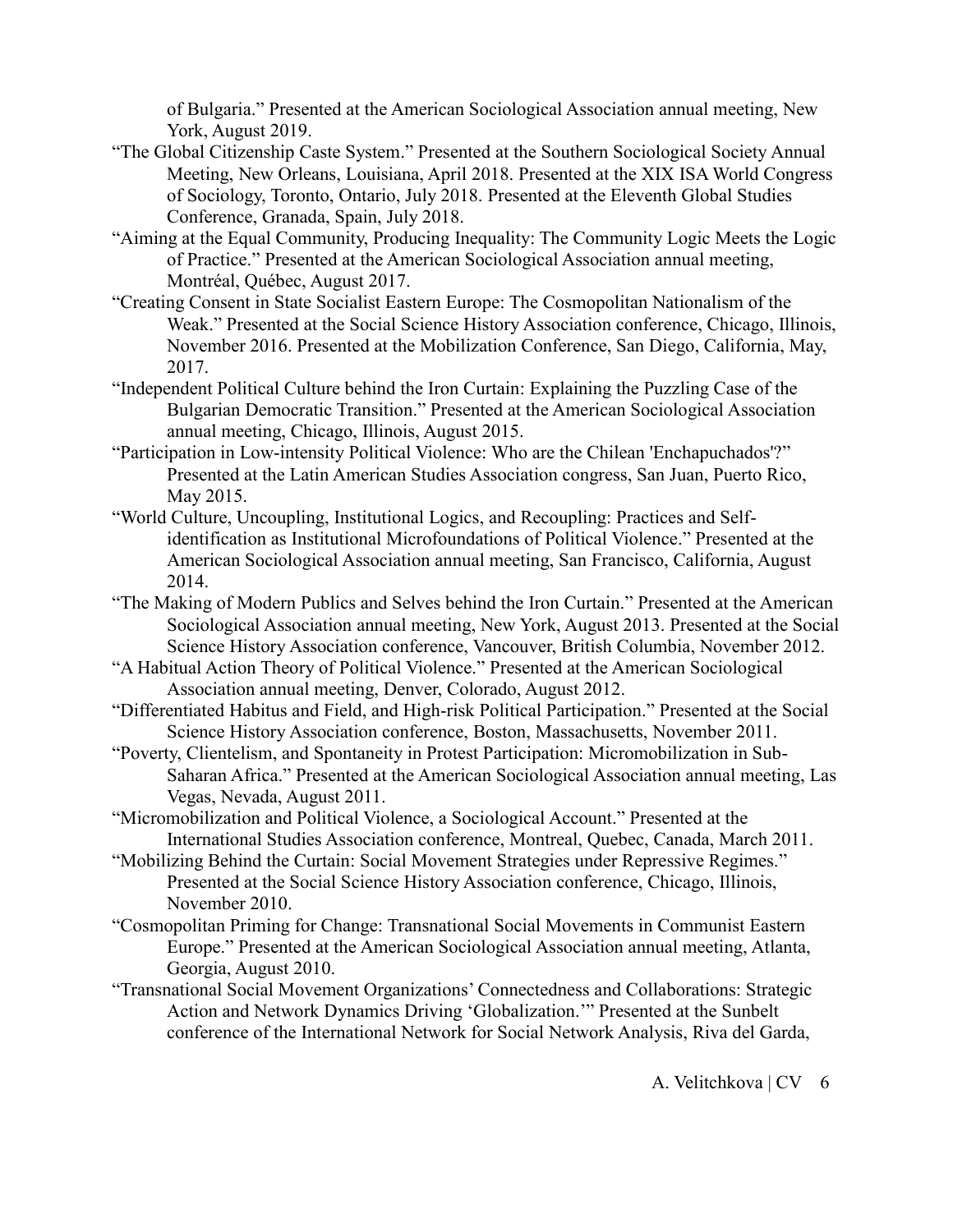of Bulgaria." Presented at the American Sociological Association annual meeting, New York, August 2019.

"The Global Citizenship Caste System." Presented at the Southern Sociological Society Annual Meeting, New Orleans, Louisiana, April 2018. Presented at the XIX ISA World Congress of Sociology, Toronto, Ontario, July 2018. Presented at the Eleventh Global Studies Conference, Granada, Spain, July 2018.

"Aiming at the Equal Community, Producing Inequality: The Community Logic Meets the Logic of Practice." Presented at the American Sociological Association annual meeting, Montréal, Québec, August 2017.

"Creating Consent in State Socialist Eastern Europe: The Cosmopolitan Nationalism of the Weak." Presented at the Social Science History Association conference, Chicago, Illinois, November 2016. Presented at the Mobilization Conference, San Diego, California, May, 2017.

"Independent Political Culture behind the Iron Curtain: Explaining the Puzzling Case of the Bulgarian Democratic Transition." Presented at the American Sociological Association annual meeting, Chicago, Illinois, August 2015.

"Participation in Low-intensity Political Violence: Who are the Chilean 'Enchapuchados'?" Presented at the Latin American Studies Association congress, San Juan, Puerto Rico, May 2015.

"World Culture, Uncoupling, Institutional Logics, and Recoupling: Practices and Self-identification as Institutional Microfoundations of Political Violence." Presented at the American Sociological Association annual meeting, San Francisco, California, August 2014.

"The Making of Modern Publics and Selves behind the Iron Curtain." Presented at the American Sociological Association annual meeting, New York, August 2013. Presented at the Social Science History Association conference, Vancouver, British Columbia, November 2012.

"A Habitual Action Theory of Political Violence." Presented at the American Sociological Association annual meeting, Denver, Colorado, August 2012.

"Differentiated Habitus and Field, and High-risk Political Participation." Presented at the Social Science History Association conference, Boston, Massachusetts, November 2011.

"Poverty, Clientelism, and Spontaneity in Protest Participation: Micromobilization in Sub-Saharan Africa." Presented at the American Sociological Association annual meeting, Las Vegas, Nevada, August 2011.

"Micromobilization and Political Violence, a Sociological Account." Presented at the International Studies Association conference, Montreal, Quebec, Canada, March 2011.

"Mobilizing Behind the Curtain: Social Movement Strategies under Repressive Regimes." Presented at the Social Science History Association conference, Chicago, Illinois, November 2010.

"Cosmopolitan Priming for Change: Transnational Social Movements in Communist Eastern Europe." Presented at the American Sociological Association annual meeting, Atlanta, Georgia, August 2010.

"Transnational Social Movement Organizations' Connectedness and Collaborations: Strategic Action and Network Dynamics Driving 'Globalization.'" Presented at the Sunbelt conference of the International Network for Social Network Analysis, Riva del Garda,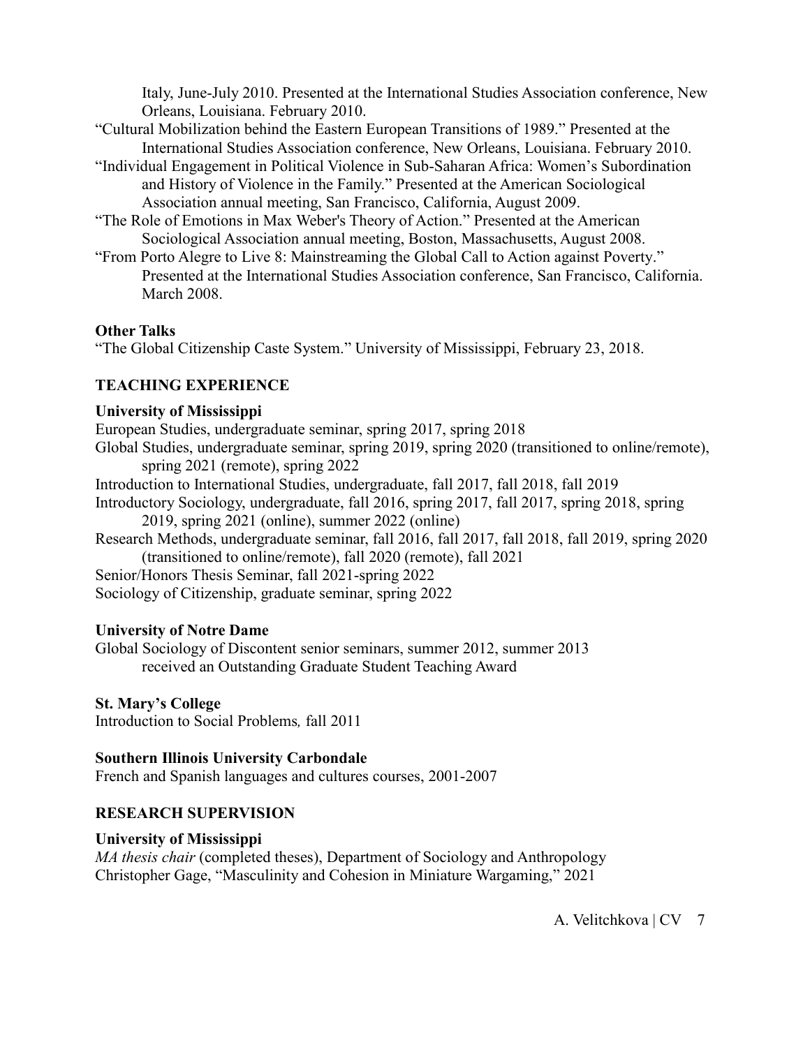Italy, June-July 2010. Presented at the International Studies Association conference, New Orleans, Louisiana. February 2010.

"Cultural Mobilization behind the Eastern European Transitions of 1989." Presented at the International Studies Association conference, New Orleans, Louisiana. February 2010.

"Individual Engagement in Political Violence in Sub-Saharan Africa: Women's Subordination and History of Violence in the Family." Presented at the American Sociological Association annual meeting, San Francisco, California, August 2009.

"The Role of Emotions in Max Weber's Theory of Action." Presented at the American Sociological Association annual meeting, Boston, Massachusetts, August 2008.

"From Porto Alegre to Live 8: Mainstreaming the Global Call to Action against Poverty." Presented at the International Studies Association conference, San Francisco, California. March 2008.

**Other Talks**

"The Global Citizenship Caste System." University of Mississippi, February 23, 2018.

## TEACHING EXPERIENCE

**University of Mississippi**

European Studies, undergraduate seminar, spring 2017, spring 2018

Global Studies, undergraduate seminar, spring 2019, spring 2020 (transitioned to online/remote), spring 2021 (remote), spring 2022

Introduction to International Studies, undergraduate, fall 2017, fall 2018, fall 2019

Introductory Sociology, undergraduate, fall 2016, spring 2017, fall 2017, spring 2018, spring 2019, spring 2021 (online), summer 2022 (online)

Research Methods, undergraduate seminar, fall 2016, fall 2017, fall 2018, fall 2019, spring 2020 (transitioned to online/remote), fall 2020 (remote), fall 2021

Senior/Honors Thesis Seminar, fall 2021-spring 2022

Sociology of Citizenship, graduate seminar, spring 2022

**University of Notre Dame**

Global Sociology of Discontent senior seminars, summer 2012, summer 2013
received an Outstanding Graduate Student Teaching Award

**St. Mary's College**

Introduction to Social Problems*,* fall 2011

**Southern Illinois University Carbondale**

French and Spanish languages and cultures courses, 2001-2007

## RESEARCH SUPERVISION

**University of Mississippi**

*MA thesis chair* (completed theses), Department of Sociology and Anthropology

Christopher Gage, "Masculinity and Cohesion in Miniature Wargaming," 2021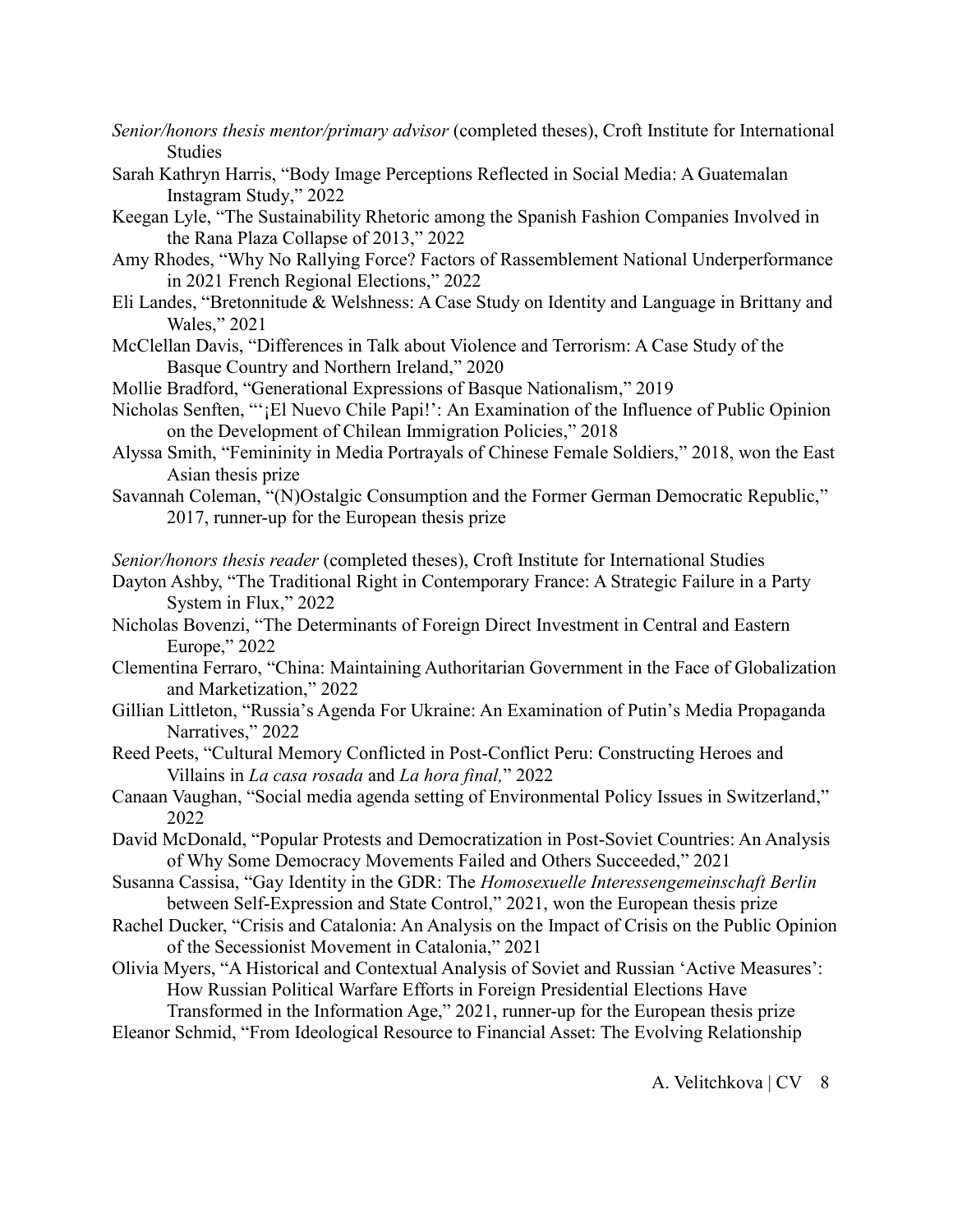*Senior/honors thesis mentor/primary advisor* (completed theses), Croft Institute for International Studies

Sarah Kathryn Harris, "Body Image Perceptions Reflected in Social Media: A Guatemalan Instagram Study," 2022

Keegan Lyle, "The Sustainability Rhetoric among the Spanish Fashion Companies Involved in the Rana Plaza Collapse of 2013," 2022

Amy Rhodes, "Why No Rallying Force? Factors of Rassemblement National Underperformance in 2021 French Regional Elections," 2022

Eli Landes, "Bretonnitude & Welshness: A Case Study on Identity and Language in Brittany and Wales," 2021

McClellan Davis, "Differences in Talk about Violence and Terrorism: A Case Study of the Basque Country and Northern Ireland," 2020

Mollie Bradford, "Generational Expressions of Basque Nationalism," 2019

Nicholas Senften, "'¡El Nuevo Chile Papi!': An Examination of the Influence of Public Opinion on the Development of Chilean Immigration Policies," 2018

Alyssa Smith, "Femininity in Media Portrayals of Chinese Female Soldiers," 2018, won the East Asian thesis prize

Savannah Coleman, "(N)Ostalgic Consumption and the Former German Democratic Republic," 2017, runner-up for the European thesis prize

*Senior/honors thesis reader* (completed theses), Croft Institute for International Studies

Dayton Ashby, "The Traditional Right in Contemporary France: A Strategic Failure in a Party System in Flux," 2022

Nicholas Bovenzi, "The Determinants of Foreign Direct Investment in Central and Eastern Europe," 2022

Clementina Ferraro, "China: Maintaining Authoritarian Government in the Face of Globalization and Marketization," 2022

Gillian Littleton, "Russia's Agenda For Ukraine: An Examination of Putin's Media Propaganda Narratives," 2022

Reed Peets, "Cultural Memory Conflicted in Post-Conflict Peru: Constructing Heroes and Villains in *La casa rosada* and *La hora final,*" 2022

Canaan Vaughan, "Social media agenda setting of Environmental Policy Issues in Switzerland," 2022

David McDonald, "Popular Protests and Democratization in Post-Soviet Countries: An Analysis of Why Some Democracy Movements Failed and Others Succeeded," 2021

Susanna Cassisa, "Gay Identity in the GDR: The *Homosexuelle Interessengemeinschaft Berlin* between Self-Expression and State Control," 2021, won the European thesis prize

Rachel Ducker, "Crisis and Catalonia: An Analysis on the Impact of Crisis on the Public Opinion of the Secessionist Movement in Catalonia," 2021

Olivia Myers, "A Historical and Contextual Analysis of Soviet and Russian 'Active Measures': How Russian Political Warfare Efforts in Foreign Presidential Elections Have Transformed in the Information Age," 2021, runner-up for the European thesis prize

Eleanor Schmid, "From Ideological Resource to Financial Asset: The Evolving Relationship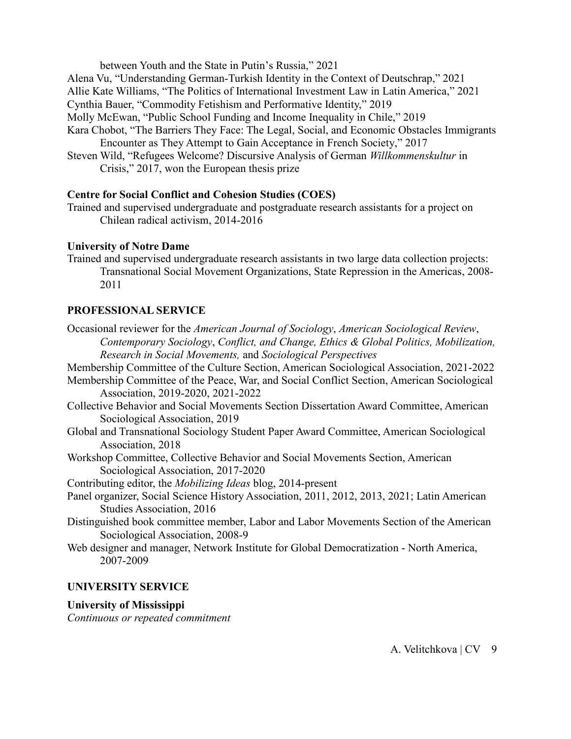between Youth and the State in Putin's Russia," 2021

Alena Vu, "Understanding German-Turkish Identity in the Context of Deutschrap," 2021

Allie Kate Williams, "The Politics of International Investment Law in Latin America," 2021

Cynthia Bauer, "Commodity Fetishism and Performative Identity," 2019

Molly McEwan, "Public School Funding and Income Inequality in Chile," 2019

Kara Chobot, "The Barriers They Face: The Legal, Social, and Economic Obstacles Immigrants Encounter as They Attempt to Gain Acceptance in French Society," 2017

Steven Wild, "Refugees Welcome? Discursive Analysis of German *Willkommenskultur* in Crisis," 2017, won the European thesis prize

**Centre for Social Conflict and Cohesion Studies (COES)**

Trained and supervised undergraduate and postgraduate research assistants for a project on Chilean radical activism, 2014-2016

**University of Notre Dame**

Trained and supervised undergraduate research assistants in two large data collection projects: Transnational Social Movement Organizations, State Repression in the Americas, 2008-2011

## PROFESSIONAL SERVICE

Occasional reviewer for the *American Journal of Sociology*, *American Sociological Review*, *Contemporary Sociology*, *Conflict, and Change, Ethics & Global Politics, Mobilization, Research in Social Movements,* and *Sociological Perspectives*

Membership Committee of the Culture Section, American Sociological Association, 2021-2022

Membership Committee of the Peace, War, and Social Conflict Section, American Sociological Association, 2019-2020, 2021-2022

Collective Behavior and Social Movements Section Dissertation Award Committee, American Sociological Association, 2019

Global and Transnational Sociology Student Paper Award Committee, American Sociological Association, 2018

Workshop Committee, Collective Behavior and Social Movements Section, American Sociological Association, 2017-2020

Contributing editor, the *Mobilizing Ideas* blog, 2014-present

Panel organizer, Social Science History Association, 2011, 2012, 2013, 2021; Latin American Studies Association, 2016

Distinguished book committee member, Labor and Labor Movements Section of the American Sociological Association, 2008-9

Web designer and manager, Network Institute for Global Democratization - North America, 2007-2009

## UNIVERSITY SERVICE

**University of Mississippi**

*Continuous or repeated commitment*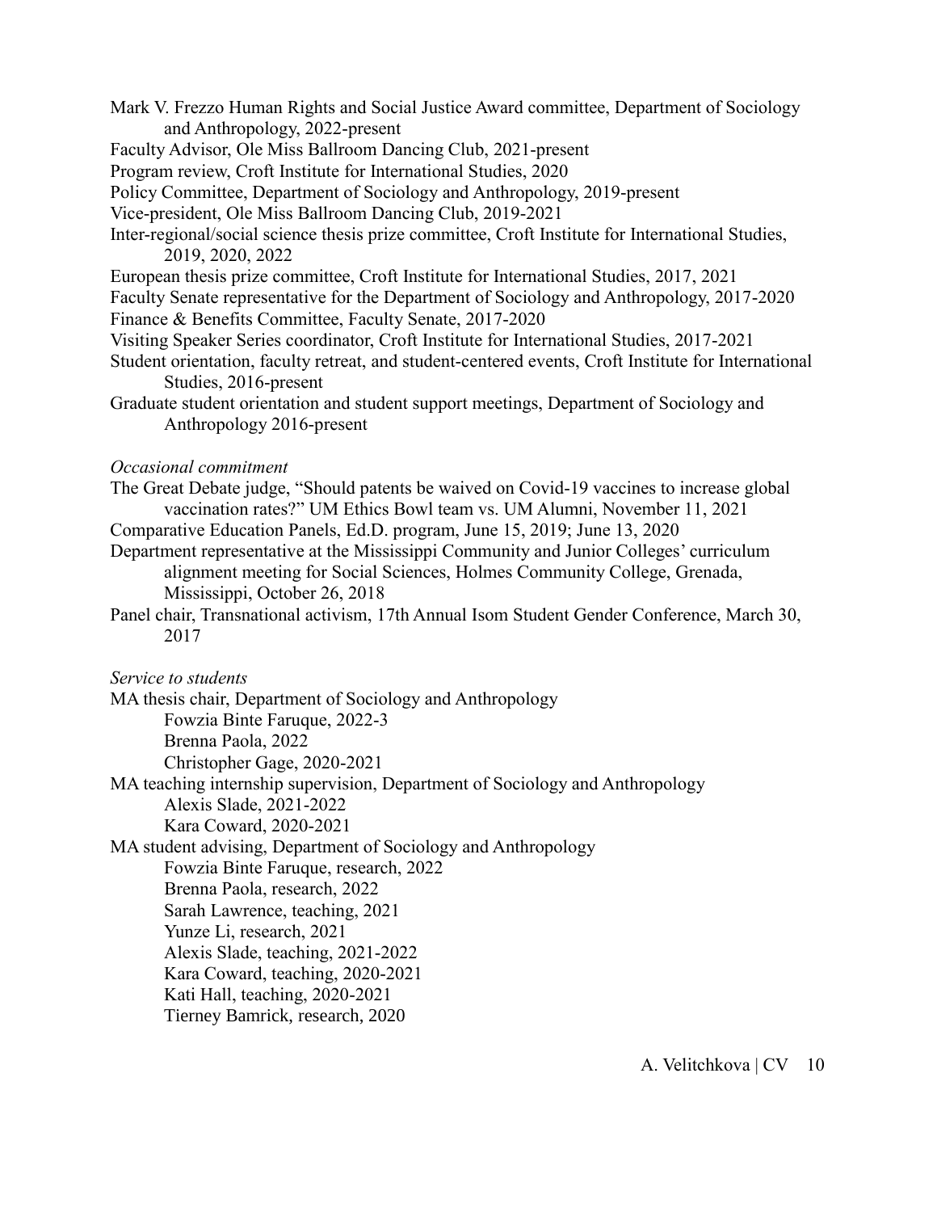Mark V. Frezzo Human Rights and Social Justice Award committee, Department of Sociology and Anthropology, 2022-present

Faculty Advisor, Ole Miss Ballroom Dancing Club, 2021-present

Program review, Croft Institute for International Studies, 2020

Policy Committee, Department of Sociology and Anthropology, 2019-present

Vice-president, Ole Miss Ballroom Dancing Club, 2019-2021

Inter-regional/social science thesis prize committee, Croft Institute for International Studies, 2019, 2020, 2022

European thesis prize committee, Croft Institute for International Studies, 2017, 2021

Faculty Senate representative for the Department of Sociology and Anthropology, 2017-2020

Finance & Benefits Committee, Faculty Senate, 2017-2020

Visiting Speaker Series coordinator, Croft Institute for International Studies, 2017-2021

Student orientation, faculty retreat, and student-centered events, Croft Institute for International Studies, 2016-present

Graduate student orientation and student support meetings, Department of Sociology and Anthropology 2016-present

*Occasional commitment*

The Great Debate judge, "Should patents be waived on Covid-19 vaccines to increase global vaccination rates?" UM Ethics Bowl team vs. UM Alumni, November 11, 2021

Comparative Education Panels, Ed.D. program, June 15, 2019; June 13, 2020

Department representative at the Mississippi Community and Junior Colleges' curriculum alignment meeting for Social Sciences, Holmes Community College, Grenada, Mississippi, October 26, 2018

Panel chair, Transnational activism, 17th Annual Isom Student Gender Conference, March 30, 2017

*Service to students*

MA thesis chair, Department of Sociology and Anthropology
- Fowzia Binte Faruque, 2022-3
- Brenna Paola, 2022
- Christopher Gage, 2020-2021

MA teaching internship supervision, Department of Sociology and Anthropology
- Alexis Slade, 2021-2022
- Kara Coward, 2020-2021

MA student advising, Department of Sociology and Anthropology
- Fowzia Binte Faruque, research, 2022
- Brenna Paola, research, 2022
- Sarah Lawrence, teaching, 2021
- Yunze Li, research, 2021
- Alexis Slade, teaching, 2021-2022
- Kara Coward, teaching, 2020-2021
- Kati Hall, teaching, 2020-2021
- Tierney Bamrick, research, 2020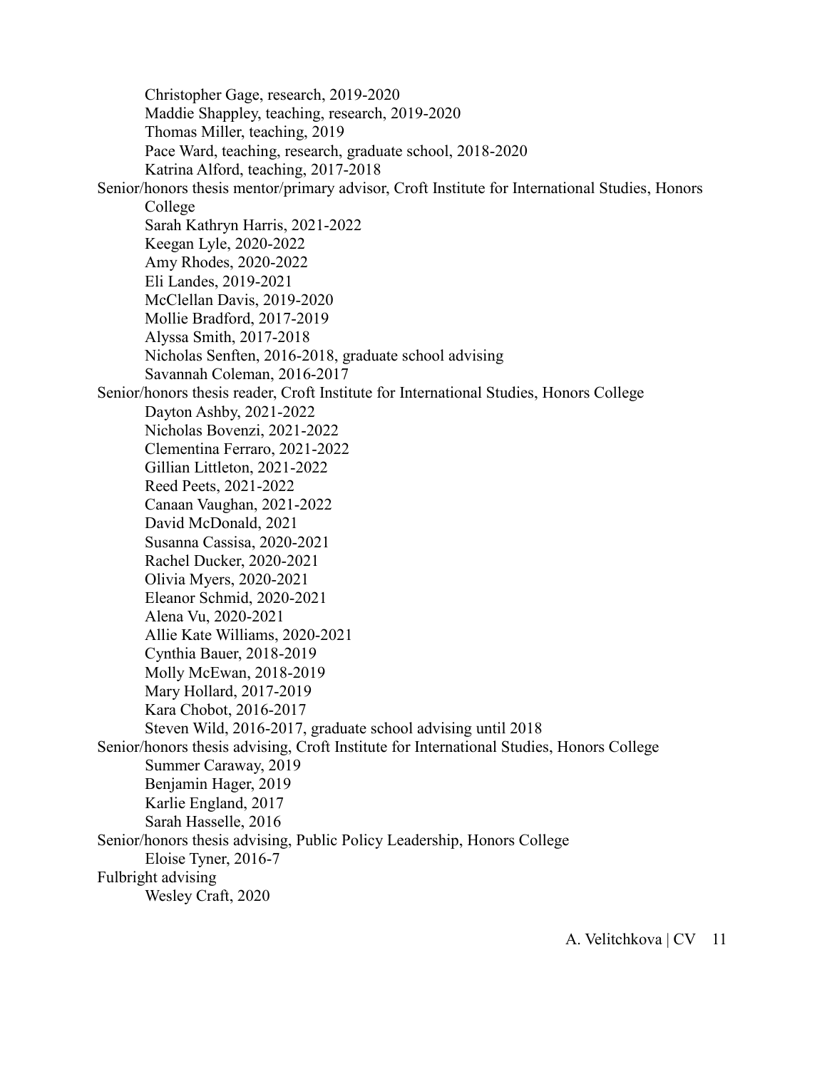Christopher Gage, research, 2019-2020
Maddie Shappley, teaching, research, 2019-2020
Thomas Miller, teaching, 2019
Pace Ward, teaching, research, graduate school, 2018-2020
Katrina Alford, teaching, 2017-2018

Senior/honors thesis mentor/primary advisor, Croft Institute for International Studies, Honors College

- Sarah Kathryn Harris, 2021-2022
- Keegan Lyle, 2020-2022
- Amy Rhodes, 2020-2022
- Eli Landes, 2019-2021
- McClellan Davis, 2019-2020
- Mollie Bradford, 2017-2019
- Alyssa Smith, 2017-2018
- Nicholas Senften, 2016-2018, graduate school advising
- Savannah Coleman, 2016-2017

Senior/honors thesis reader, Croft Institute for International Studies, Honors College

- Dayton Ashby, 2021-2022
- Nicholas Bovenzi, 2021-2022
- Clementina Ferraro, 2021-2022
- Gillian Littleton, 2021-2022
- Reed Peets, 2021-2022
- Canaan Vaughan, 2021-2022
- David McDonald, 2021
- Susanna Cassisa, 2020-2021
- Rachel Ducker, 2020-2021
- Olivia Myers, 2020-2021
- Eleanor Schmid, 2020-2021
- Alena Vu, 2020-2021
- Allie Kate Williams, 2020-2021
- Cynthia Bauer, 2018-2019
- Molly McEwan, 2018-2019
- Mary Hollard, 2017-2019
- Kara Chobot, 2016-2017
- Steven Wild, 2016-2017, graduate school advising until 2018

Senior/honors thesis advising, Croft Institute for International Studies, Honors College

- Summer Caraway, 2019
- Benjamin Hager, 2019
- Karlie England, 2017
- Sarah Hasselle, 2016

Senior/honors thesis advising, Public Policy Leadership, Honors College

- Eloise Tyner, 2016-7

Fulbright advising

- Wesley Craft, 2020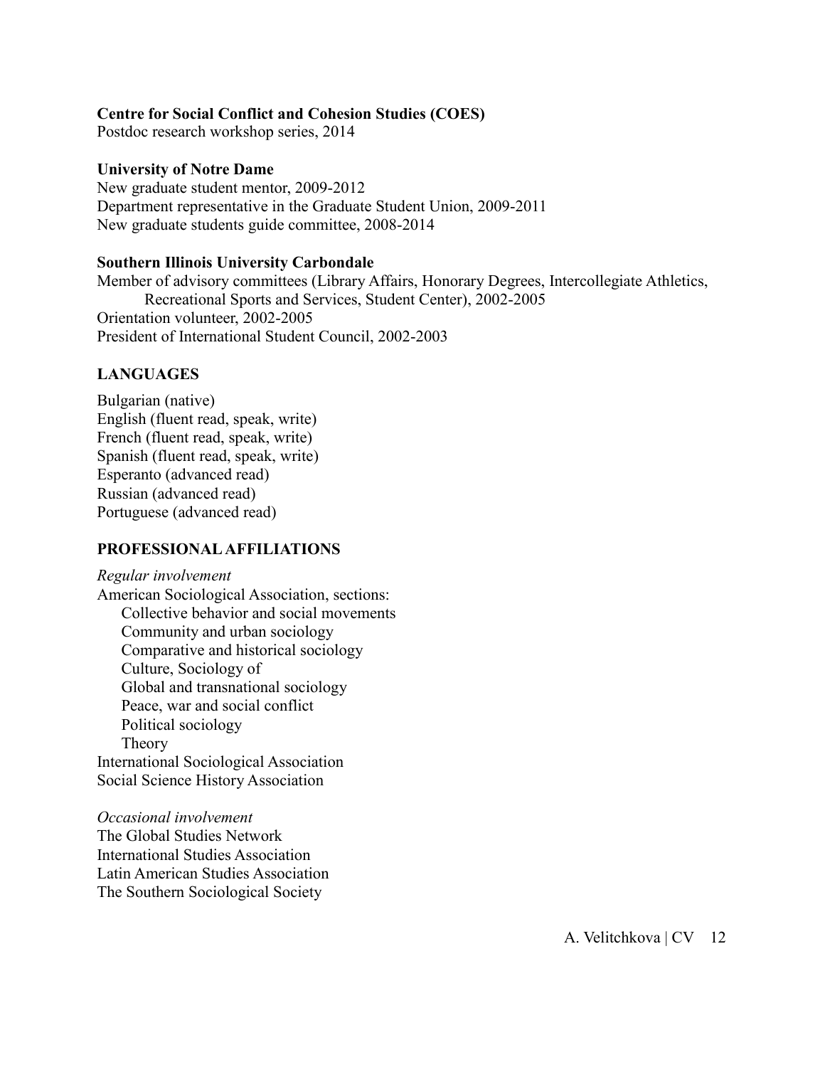**Centre for Social Conflict and Cohesion Studies (COES)**
Postdoc research workshop series, 2014

**University of Notre Dame**
New graduate student mentor, 2009-2012
Department representative in the Graduate Student Union, 2009-2011
New graduate students guide committee, 2008-2014

**Southern Illinois University Carbondale**
Member of advisory committees (Library Affairs, Honorary Degrees, Intercollegiate Athletics, Recreational Sports and Services, Student Center), 2002-2005
Orientation volunteer, 2002-2005
President of International Student Council, 2002-2003

## LANGUAGES

Bulgarian (native)
English (fluent read, speak, write)
French (fluent read, speak, write)
Spanish (fluent read, speak, write)
Esperanto (advanced read)
Russian (advanced read)
Portuguese (advanced read)

## PROFESSIONAL AFFILIATIONS

*Regular involvement*

American Sociological Association, sections:
- Collective behavior and social movements
- Community and urban sociology
- Comparative and historical sociology
- Culture, Sociology of
- Global and transnational sociology
- Peace, war and social conflict
- Political sociology
- Theory

International Sociological Association
Social Science History Association

*Occasional involvement*

The Global Studies Network
International Studies Association
Latin American Studies Association
The Southern Sociological Society